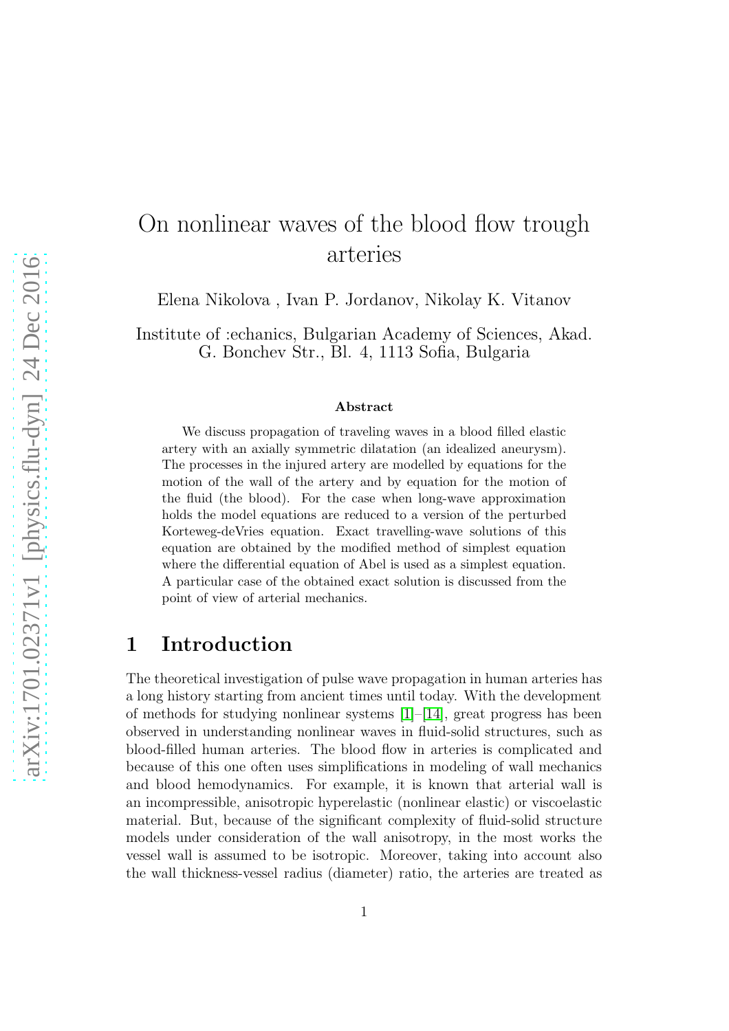# On nonlinear waves of the blood flow trough arteries

Elena Nikolova , Ivan P. Jordanov, Nikolay K. Vitanov

Institute of :echanics, Bulgarian Academy of Sciences, Akad. G. Bonchev Str., Bl. 4, 1113 Sofia, Bulgaria

### Abstract

We discuss propagation of traveling waves in a blood filled elastic artery with an axially symmetric dilatation (an idealized aneurysm). The processes in the injured artery are modelled by equations for the motion of the wall of the artery and by equation for the motion of the fluid (the blood). For the case when long-wave approximation holds the model equations are reduced to a version of the perturbed Korteweg-deVries equation. Exact travelling-wave solutions of this equation are obtained by the modified method of simplest equation where the differential equation of Abel is used as a simplest equation. A particular case of the obtained exact solution is discussed from the point of view of arterial mechanics.

## 1 Introduction

The theoretical investigation of pulse wave propagation in human arteries has a long history starting from ancient times until today. With the development of methods for studying nonlinear systems [1]–[14], great progress has been observed in understanding nonlinear waves in fluid-solid structures, such as blood-filled human arteries. The blood flow in arteries is complicated and because of this one often uses simplifications in modeling of wall mechanics and blood hemodynamics. For example, it is known that arterial wall is an incompressible, anisotropic hyperelastic (nonlinear elastic) or viscoelastic material. But, because of the significant complexity of fluid-solid structure models under consideration of the wall anisotropy, in the most works the vessel wall is assumed to be isotropic. Moreover, taking into account also the wall thickness-vessel radius (diameter) ratio, the arteries are treated as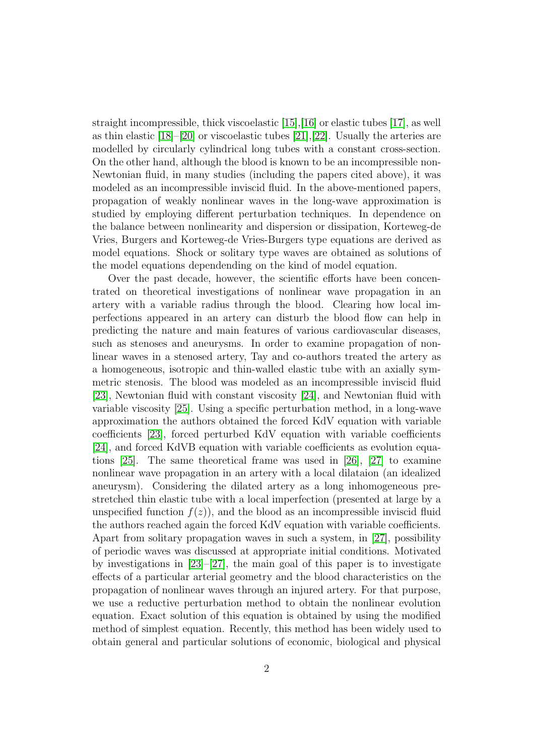straight incompressible, thick viscoelastic [15],[16] or elastic tubes [17], as well as thin elastic [18]–[20] or viscoelastic tubes [21],[22]. Usually the arteries are modelled by circularly cylindrical long tubes with a constant cross-section. On the other hand, although the blood is known to be an incompressible non-Newtonian fluid, in many studies (including the papers cited above), it was modeled as an incompressible inviscid fluid. In the above-mentioned papers, propagation of weakly nonlinear waves in the long-wave approximation is studied by employing different perturbation techniques. In dependence on the balance between nonlinearity and dispersion or dissipation, Korteweg-de Vries, Burgers and Korteweg-de Vries-Burgers type equations are derived as model equations. Shock or solitary type waves are obtained as solutions of the model equations dependending on the kind of model equation.

Over the past decade, however, the scientific efforts have been concentrated on theoretical investigations of nonlinear wave propagation in an artery with a variable radius through the blood. Clearing how local imperfections appeared in an artery can disturb the blood flow can help in predicting the nature and main features of various cardiovascular diseases, such as stenoses and aneurysms. In order to examine propagation of nonlinear waves in a stenosed artery, Tay and co-authors treated the artery as a homogeneous, isotropic and thin-walled elastic tube with an axially symmetric stenosis. The blood was modeled as an incompressible inviscid fluid [23], Newtonian fluid with constant viscosity [24], and Newtonian fluid with variable viscosity [25]. Using a specific perturbation method, in a long-wave approximation the authors obtained the forced KdV equation with variable coefficients [23], forced perturbed KdV equation with variable coefficients [24], and forced KdVB equation with variable coefficients as evolution equations [25]. The same theoretical frame was used in [26], [27] to examine nonlinear wave propagation in an artery with a local dilataion (an idealized aneurysm). Considering the dilated artery as a long inhomogeneous prestretched thin elastic tube with a local imperfection (presented at large by a unspecified function $f(z)$), and the blood as an incompressible inviscid fluid the authors reached again the forced KdV equation with variable coefficients. Apart from solitary propagation waves in such a system, in [27], possibility of periodic waves was discussed at appropriate initial conditions. Motivated by investigations in [23]–[27], the main goal of this paper is to investigate effects of a particular arterial geometry and the blood characteristics on the propagation of nonlinear waves through an injured artery. For that purpose, we use a reductive perturbation method to obtain the nonlinear evolution equation. Exact solution of this equation is obtained by using the modified method of simplest equation. Recently, this method has been widely used to obtain general and particular solutions of economic, biological and physical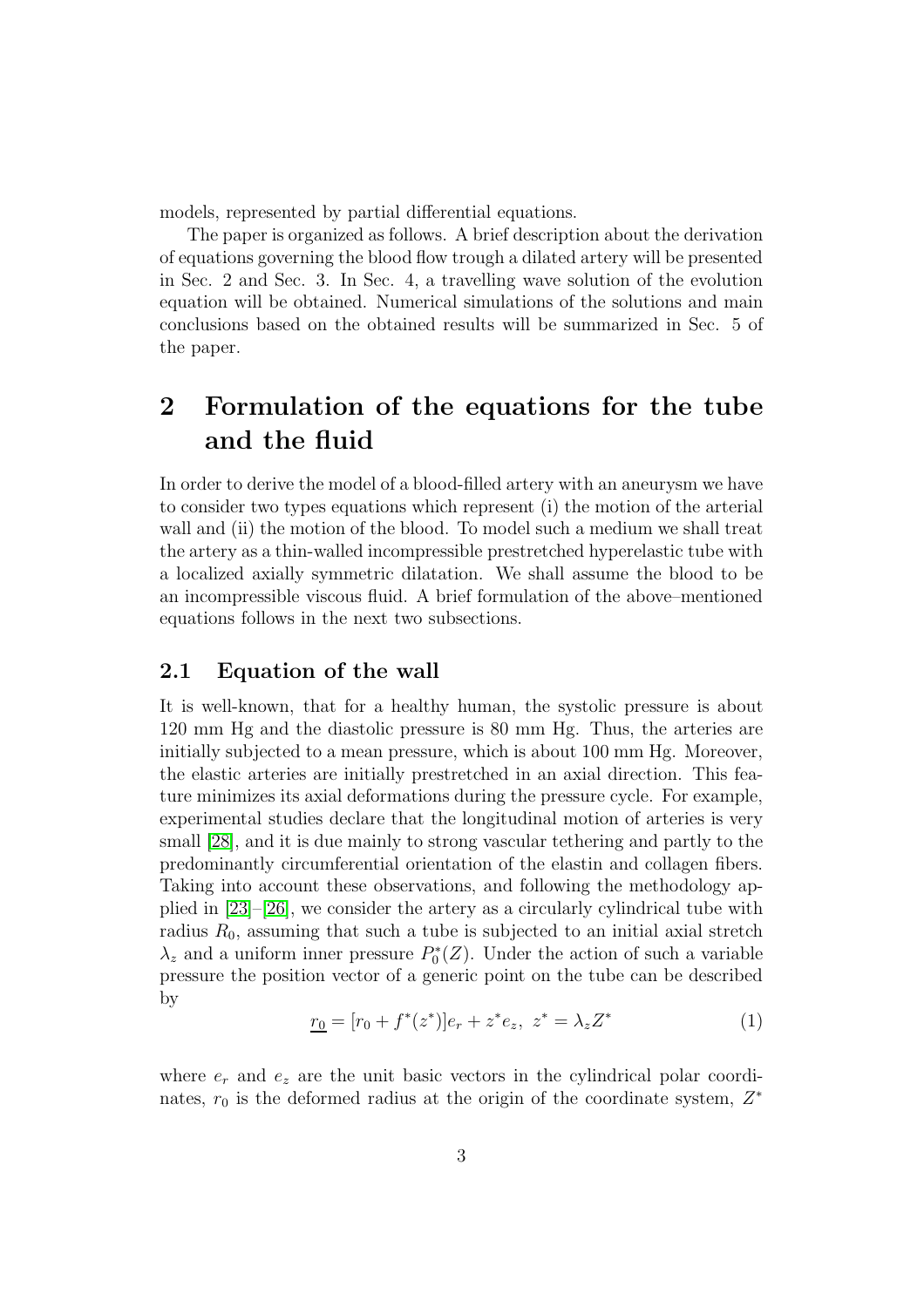models, represented by partial differential equations.

The paper is organized as follows. A brief description about the derivation of equations governing the blood flow trough a dilated artery will be presented in Sec. 2 and Sec. 3. In Sec. 4, a travelling wave solution of the evolution equation will be obtained. Numerical simulations of the solutions and main conclusions based on the obtained results will be summarized in Sec. 5 of the paper.

## 2 Formulation of the equations for the tube and the fluid

In order to derive the model of a blood-filled artery with an aneurysm we have to consider two types equations which represent (i) the motion of the arterial wall and (ii) the motion of the blood. To model such a medium we shall treat the artery as a thin-walled incompressible prestretched hyperelastic tube with a localized axially symmetric dilatation. We shall assume the blood to be an incompressible viscous fluid. A brief formulation of the above–mentioned equations follows in the next two subsections.

### 2.1 Equation of the wall

It is well-known, that for a healthy human, the systolic pressure is about 120 mm Hg and the diastolic pressure is 80 mm Hg. Thus, the arteries are initially subjected to a mean pressure, which is about 100 mm Hg. Moreover, the elastic arteries are initially prestretched in an axial direction. This feature minimizes its axial deformations during the pressure cycle. For example, experimental studies declare that the longitudinal motion of arteries is very small [28], and it is due mainly to strong vascular tethering and partly to the predominantly circumferential orientation of the elastin and collagen fibers. Taking into account these observations, and following the methodology applied in [23]–[26], we consider the artery as a circularly cylindrical tube with radius $R_0$, assuming that such a tube is subjected to an initial axial stretch $\lambda_z$ and a uniform inner pressure $P_0^*(Z)$. Under the action of such a variable pressure the position vector of a generic point on the tube can be described by

$$\underline{r_0} = [r_0 + f^*(z^*)]e_r + z^* e_z,\ z^* = \lambda_z Z^* \tag{1}$$

where $e_r$ and $e_z$ are the unit basic vectors in the cylindrical polar coordinates, $r_0$ is the deformed radius at the origin of the coordinate system, $Z^*$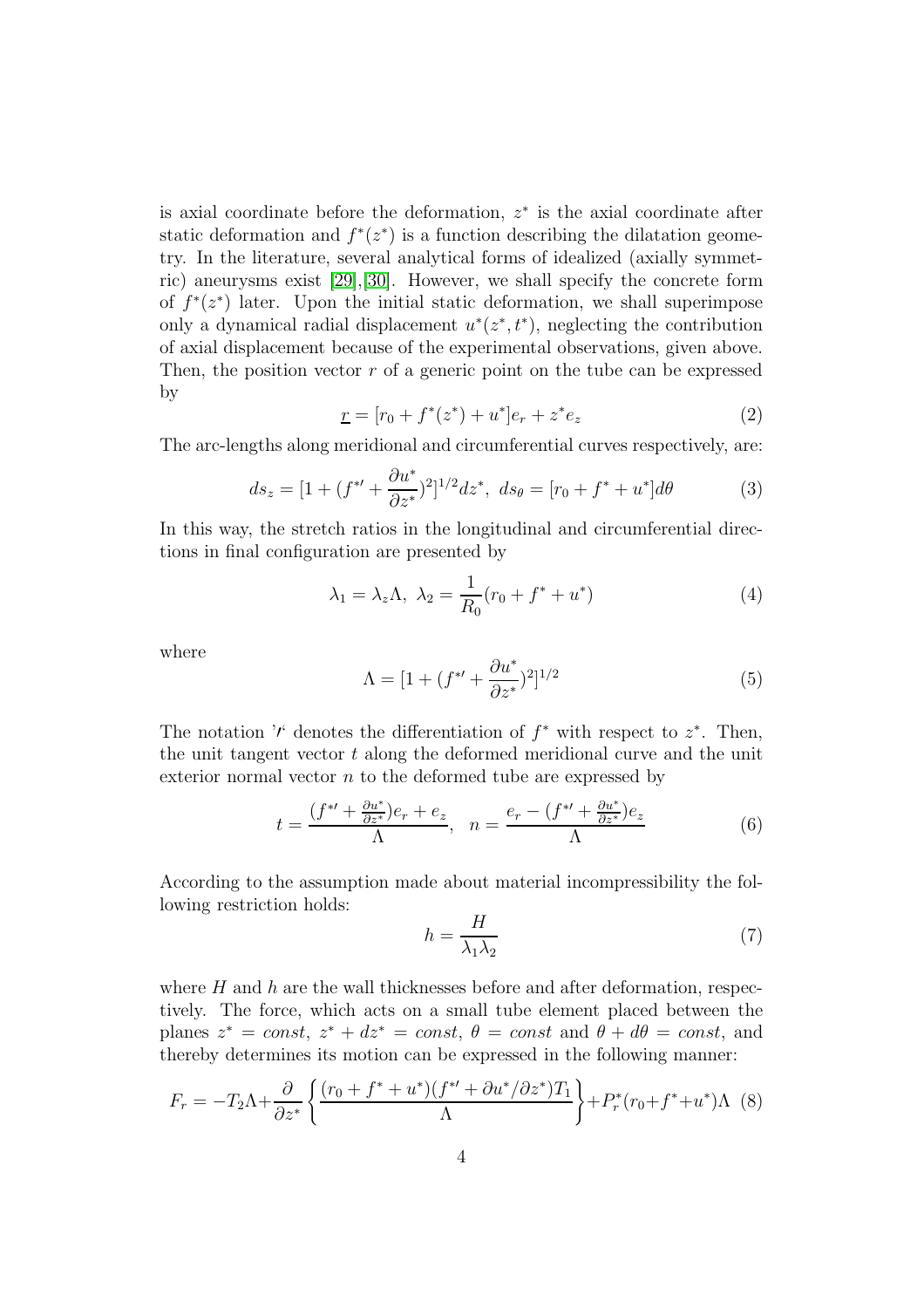is axial coordinate before the deformation, $z^*$ is the axial coordinate after static deformation and $f^*(z^*)$ is a function describing the dilatation geometry. In the literature, several analytical forms of idealized (axially symmetric) aneurysms exist [29],[30]. However, we shall specify the concrete form of $f^*(z^*)$ later. Upon the initial static deformation, we shall superimpose only a dynamical radial displacement $u^*(z^*, t^*)$, neglecting the contribution of axial displacement because of the experimental observations, given above. Then, the position vector $r$ of a generic point on the tube can be expressed by

$$\underline{r} = [r_0 + f^*(z^*) + u^*]e_r + z^* e_z \tag{2}$$

The arc-lengths along meridional and circumferential curves respectively, are:

$$ds_z = [1 + (f^{*\prime} + \frac{\partial u^*}{\partial z^*})^2]^{1/2} dz^*, \ ds_\theta = [r_0 + f^* + u^*]d\theta \tag{3}$$

In this way, the stretch ratios in the longitudinal and circumferential directions in final configuration are presented by

$$\lambda_1 = \lambda_z \Lambda, \ \lambda_2 = \frac{1}{R_0}(r_0 + f^* + u^*) \tag{4}$$

where

$$\Lambda = [1 + (f^{*\prime} + \frac{\partial u^*}{\partial z^*})^2]^{1/2} \tag{5}$$

The notation '$\prime$' denotes the differentiation of $f^*$ with respect to $z^*$. Then, the unit tangent vector $t$ along the deformed meridional curve and the unit exterior normal vector $n$ to the deformed tube are expressed by

$$t = \frac{(f^{*\prime} + \frac{\partial u^*}{\partial z^*})e_r + e_z}{\Lambda}, \quad n = \frac{e_r - (f^{*\prime} + \frac{\partial u^*}{\partial z^*})e_z}{\Lambda} \tag{6}$$

According to the assumption made about material incompressibility the following restriction holds:

$$h = \frac{H}{\lambda_1 \lambda_2} \tag{7}$$

where $H$ and $h$ are the wall thicknesses before and after deformation, respectively. The force, which acts on a small tube element placed between the planes $z^* = const$, $z^* + dz^* = const$, $\theta = const$ and $\theta + d\theta = const$, and thereby determines its motion can be expressed in the following manner:

$$F_r = -T_2 \Lambda + \frac{\partial}{\partial z^*} \left\{ \frac{(r_0 + f^* + u^*)(f^{*\prime} + \partial u^*/\partial z^*)T_1}{\Lambda} \right\} + P_r^*(r_0 + f^* + u^*)\Lambda \tag{8}$$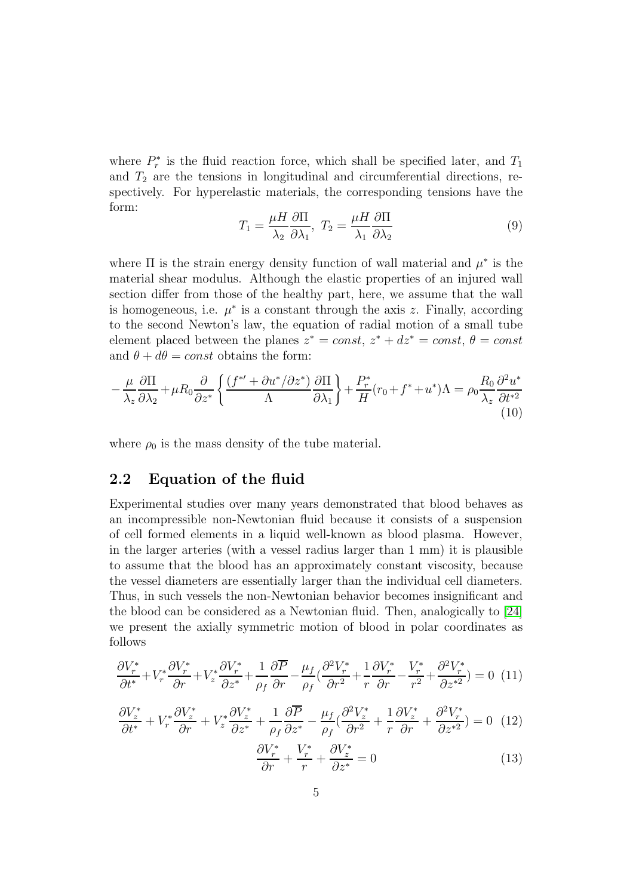where $P_r^*$ is the fluid reaction force, which shall be specified later, and $T_1$ and $T_2$ are the tensions in longitudinal and circumferential directions, respectively. For hyperelastic materials, the corresponding tensions have the form:

$$T_1 = \frac{\mu H}{\lambda_2}\frac{\partial \Pi}{\partial \lambda_1},\ T_2 = \frac{\mu H}{\lambda_1}\frac{\partial \Pi}{\partial \lambda_2} \tag{9}$$

where $\Pi$ is the strain energy density function of wall material and $\mu^*$ is the material shear modulus. Although the elastic properties of an injured wall section differ from those of the healthy part, here, we assume that the wall is homogeneous, i.e. $\mu^*$ is a constant through the axis $z$. Finally, according to the second Newton's law, the equation of radial motion of a small tube element placed between the planes $z^* = const$, $z^* + dz^* = const$, $\theta = const$ and $\theta + d\theta = const$ obtains the form:

$$-\frac{\mu}{\lambda_z}\frac{\partial \Pi}{\partial \lambda_2} + \mu R_0 \frac{\partial}{\partial z^*}\left\{\frac{(f^{*\prime} + \partial u^*/\partial z^*)}{\Lambda}\frac{\partial \Pi}{\partial \lambda_1}\right\} + \frac{P_r^*}{H}(r_0 + f^* + u^*)\Lambda = \rho_0 \frac{R_0}{\lambda_z}\frac{\partial^2 u^*}{\partial t^{*2}} \tag{10}$$

where $\rho_0$ is the mass density of the tube material.

## 2.2 Equation of the fluid

Experimental studies over many years demonstrated that blood behaves as an incompressible non-Newtonian fluid because it consists of a suspension of cell formed elements in a liquid well-known as blood plasma. However, in the larger arteries (with a vessel radius larger than 1 mm) it is plausible to assume that the blood has an approximately constant viscosity, because the vessel diameters are essentially larger than the individual cell diameters. Thus, in such vessels the non-Newtonian behavior becomes insignificant and the blood can be considered as a Newtonian fluid. Then, analogically to [24] we present the axially symmetric motion of blood in polar coordinates as follows

$$\frac{\partial V_r^*}{\partial t^*} + V_r^* \frac{\partial V_r^*}{\partial r} + V_z^* \frac{\partial V_r^*}{\partial z^*} + \frac{1}{\rho_f}\frac{\partial \overline{P}}{\partial r} - \frac{\mu_f}{\rho_f}\left(\frac{\partial^2 V_r^*}{\partial r^2} + \frac{1}{r}\frac{\partial V_r^*}{\partial r} - \frac{V_r^*}{r^2} + \frac{\partial^2 V_r^*}{\partial z^{*2}}\right) = 0 \tag{11}$$

$$\frac{\partial V_z^*}{\partial t^*} + V_r^* \frac{\partial V_z^*}{\partial r} + V_z^* \frac{\partial V_z^*}{\partial z^*} + \frac{1}{\rho_f}\frac{\partial \overline{P}}{\partial z^*} - \frac{\mu_f}{\rho_f}\left(\frac{\partial^2 V_z^*}{\partial r^2} + \frac{1}{r}\frac{\partial V_z^*}{\partial r} + \frac{\partial^2 V_r^*}{\partial z^{*2}}\right) = 0 \tag{12}$$

$$\frac{\partial V_r^*}{\partial r} + \frac{V_r^*}{r} + \frac{\partial V_z^*}{\partial z^*} = 0 \tag{13}$$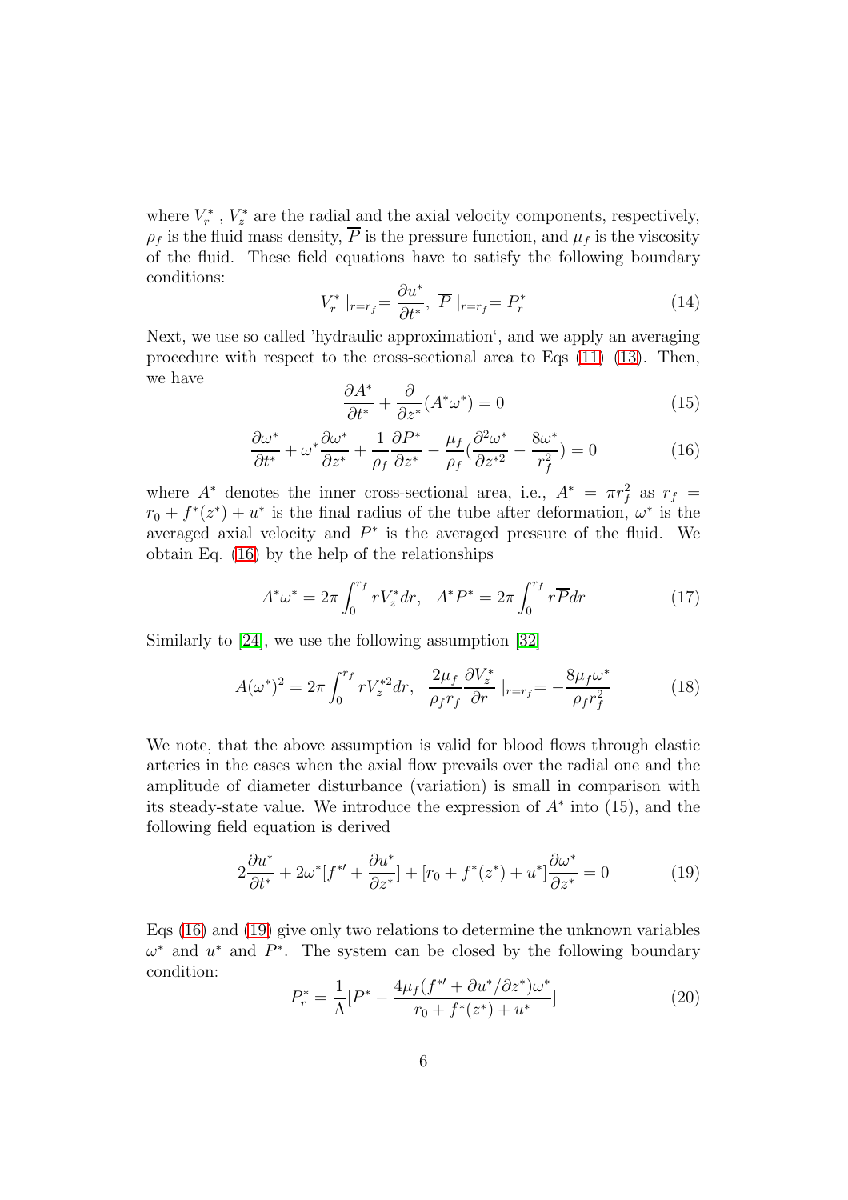where $V_r^*$ , $V_z^*$ are the radial and the axial velocity components, respectively, $\rho_f$ is the fluid mass density, $\overline{P}$ is the pressure function, and $\mu_f$ is the viscosity of the fluid. These field equations have to satisfy the following boundary conditions:

$$V_r^* \mid_{r=r_f} = \frac{\partial u^*}{\partial t^*}, \; \overline{P} \mid_{r=r_f} = P_r^* \tag{14}$$

Next, we use so called 'hydraulic approximation', and we apply an averaging procedure with respect to the cross-sectional area to Eqs (11)–(13). Then, we have

$$\frac{\partial A^*}{\partial t^*} + \frac{\partial}{\partial z^*}(A^* \omega^*) = 0 \tag{15}$$

$$\frac{\partial \omega^*}{\partial t^*} + \omega^* \frac{\partial \omega^*}{\partial z^*} + \frac{1}{\rho_f}\frac{\partial P^*}{\partial z^*} - \frac{\mu_f}{\rho_f}\left(\frac{\partial^2 \omega^*}{\partial z^{*2}} - \frac{8\omega^*}{r_f^2}\right) = 0 \tag{16}$$

where $A^*$ denotes the inner cross-sectional area, i.e., $A^* = \pi r_f^2$ as $r_f = r_0 + f^*(z^*) + u^*$ is the final radius of the tube after deformation, $\omega^*$ is the averaged axial velocity and $P^*$ is the averaged pressure of the fluid. We obtain Eq. (16) by the help of the relationships

$$A^* \omega^* = 2\pi \int_0^{r_f} r V_z^* dr, \quad A^* P^* = 2\pi \int_0^{r_f} r \overline{P} dr \tag{17}$$

Similarly to [24], we use the following assumption [32]

$$A(\omega^*)^2 = 2\pi \int_0^{r_f} r V_z^{*2} dr, \quad \frac{2\mu_f}{\rho_f r_f}\frac{\partial V_z^*}{\partial r} \mid_{r=r_f} = -\frac{8\mu_f \omega^*}{\rho_f r_f^2} \tag{18}$$

We note, that the above assumption is valid for blood flows through elastic arteries in the cases when the axial flow prevails over the radial one and the amplitude of diameter disturbance (variation) is small in comparison with its steady-state value. We introduce the expression of $A^*$ into (15), and the following field equation is derived

$$2\frac{\partial u^*}{\partial t^*} + 2\omega^*[f^{*\prime} + \frac{\partial u^*}{\partial z^*}] + [r_0 + f^*(z^*) + u^*]\frac{\partial \omega^*}{\partial z^*} = 0 \tag{19}$$

Eqs (16) and (19) give only two relations to determine the unknown variables $\omega^*$ and $u^*$ and $P^*$. The system can be closed by the following boundary condition:

$$P_r^* = \frac{1}{\Lambda}\left[P^* - \frac{4\mu_f (f^{*\prime} + \partial u^*/\partial z^*)\omega^*}{r_0 + f^*(z^*) + u^*}\right] \tag{20}$$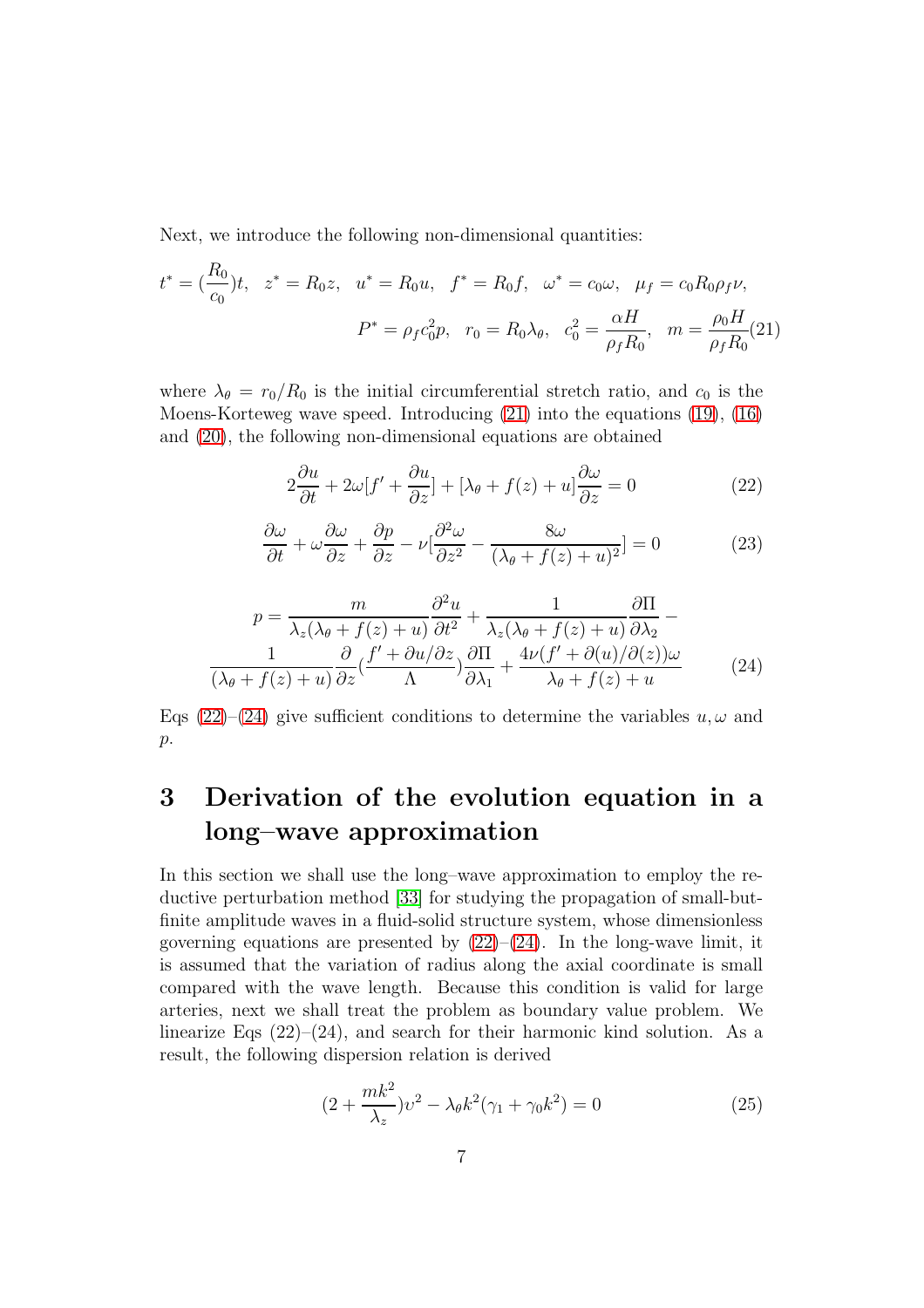Next, we introduce the following non-dimensional quantities:

$$t^* = (\frac{R_0}{c_0})t, \quad z^* = R_0 z, \quad u^* = R_0 u, \quad f^* = R_0 f, \quad \omega^* = c_0 \omega, \quad \mu_f = c_0 R_0 \rho_f \nu,$$
$$P^* = \rho_f c_0^2 p, \quad r_0 = R_0 \lambda_\theta, \quad c_0^2 = \frac{\alpha H}{\rho_f R_0}, \quad m = \frac{\rho_0 H}{\rho_f R_0} \tag{21}$$

where $\lambda_\theta = r_0/R_0$ is the initial circumferential stretch ratio, and $c_0$ is the Moens-Korteweg wave speed. Introducing (21) into the equations (19), (16) and (20), the following non-dimensional equations are obtained

$$2\frac{\partial u}{\partial t} + 2\omega[f' + \frac{\partial u}{\partial z}] + [\lambda_\theta + f(z) + u]\frac{\partial \omega}{\partial z} = 0 \tag{22}$$

$$\frac{\partial \omega}{\partial t} + \omega\frac{\partial \omega}{\partial z} + \frac{\partial p}{\partial z} - \nu[\frac{\partial^2 \omega}{\partial z^2} - \frac{8\omega}{(\lambda_\theta + f(z) + u)^2}] = 0 \tag{23}$$

$$p = \frac{m}{\lambda_z(\lambda_\theta + f(z) + u)}\frac{\partial^2 u}{\partial t^2} + \frac{1}{\lambda_z(\lambda_\theta + f(z) + u)}\frac{\partial \Pi}{\partial \lambda_2} - \frac{1}{(\lambda_\theta + f(z) + u)}\frac{\partial}{\partial z}(\frac{f' + \partial u/\partial z}{\Lambda})\frac{\partial \Pi}{\partial \lambda_1} + \frac{4\nu(f' + \partial(u)/\partial(z))\omega}{\lambda_\theta + f(z) + u} \tag{24}$$

Eqs (22)–(24) give sufficient conditions to determine the variables $u, \omega$ and $p$.

# 3 Derivation of the evolution equation in a long–wave approximation

In this section we shall use the long–wave approximation to employ the reductive perturbation method [33] for studying the propagation of small-but-finite amplitude waves in a fluid-solid structure system, whose dimensionless governing equations are presented by (22)–(24). In the long-wave limit, it is assumed that the variation of radius along the axial coordinate is small compared with the wave length. Because this condition is valid for large arteries, next we shall treat the problem as boundary value problem. We linearize Eqs (22)–(24), and search for their harmonic kind solution. As a result, the following dispersion relation is derived

$$(2 + \frac{mk^2}{\lambda_z})\upsilon^2 - \lambda_\theta k^2(\gamma_1 + \gamma_0 k^2) = 0 \tag{25}$$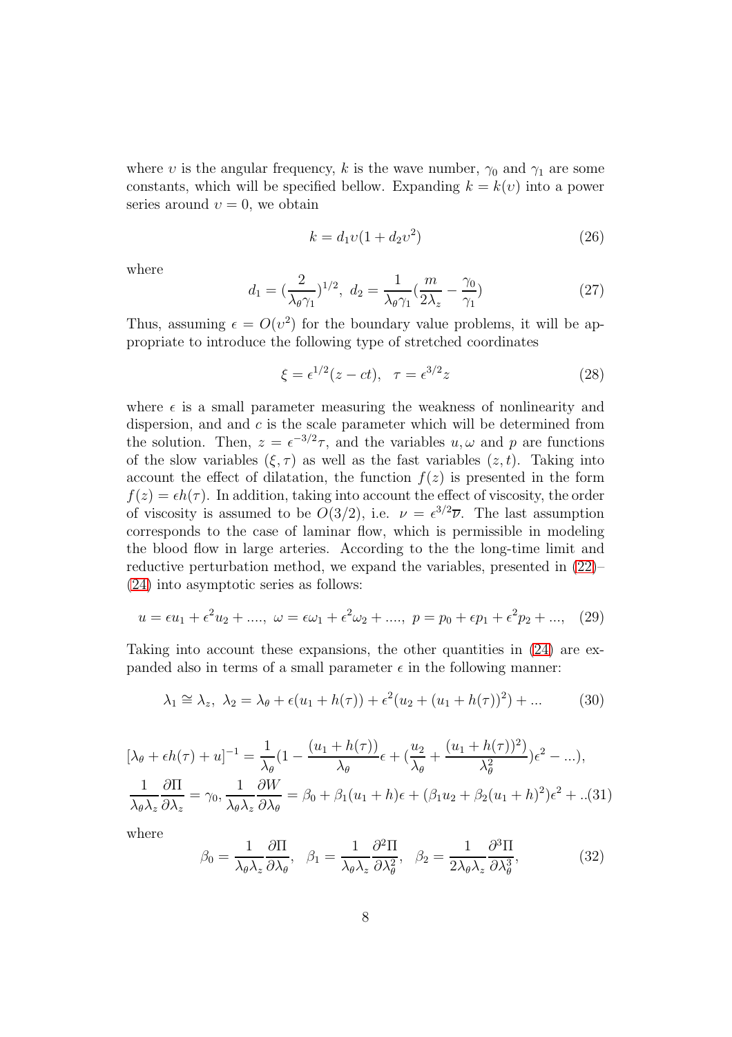where $\upsilon$ is the angular frequency, $k$ is the wave number, $\gamma_0$ and $\gamma_1$ are some constants, which will be specified bellow. Expanding $k = k(\upsilon)$ into a power series around $\upsilon = 0$, we obtain

$$k = d_1 \upsilon (1 + d_2 \upsilon^2) \tag{26}$$

where

$$d_1 = (\frac{2}{\lambda_\theta \gamma_1})^{1/2}, \; d_2 = \frac{1}{\lambda_\theta \gamma_1}(\frac{m}{2\lambda_z} - \frac{\gamma_0}{\gamma_1}) \tag{27}$$

Thus, assuming $\epsilon = O(\upsilon^2)$ for the boundary value problems, it will be appropriate to introduce the following type of stretched coordinates

$$\xi = \epsilon^{1/2}(z - ct), \quad \tau = \epsilon^{3/2} z \tag{28}$$

where $\epsilon$ is a small parameter measuring the weakness of nonlinearity and dispersion, and and $c$ is the scale parameter which will be determined from the solution. Then, $z = \epsilon^{-3/2}\tau$, and the variables $u, \omega$ and $p$ are functions of the slow variables $(\xi, \tau)$ as well as the fast variables $(z, t)$. Taking into account the effect of dilatation, the function $f(z)$ is presented in the form $f(z) = \epsilon h(\tau)$. In addition, taking into account the effect of viscosity, the order of viscosity is assumed to be $O(3/2)$, i.e. $\nu = \epsilon^{3/2}\overline{\nu}$. The last assumption corresponds to the case of laminar flow, which is permissible in modeling the blood flow in large arteries. According to the the long-time limit and reductive perturbation method, we expand the variables, presented in (22)–(24) into asymptotic series as follows:

$$u = \epsilon u_1 + \epsilon^2 u_2 + ...., \; \omega = \epsilon \omega_1 + \epsilon^2 \omega_2 + ...., \; p = p_0 + \epsilon p_1 + \epsilon^2 p_2 + ..., \tag{29}$$

Taking into account these expansions, the other quantities in (24) are expanded also in terms of a small parameter $\epsilon$ in the following manner:

$$\lambda_1 \cong \lambda_z, \; \lambda_2 = \lambda_\theta + \epsilon(u_1 + h(\tau)) + \epsilon^2(u_2 + (u_1 + h(\tau))^2) + ... \tag{30}$$

$$[\lambda_\theta + \epsilon h(\tau) + u]^{-1} = \frac{1}{\lambda_\theta}(1 - \frac{(u_1 + h(\tau))}{\lambda_\theta}\epsilon + (\frac{u_2}{\lambda_\theta} + \frac{(u_1 + h(\tau))^2)}{\lambda_\theta^2})\epsilon^2 - ...),$$

$$\frac{1}{\lambda_\theta \lambda_z}\frac{\partial \Pi}{\partial \lambda_z} = \gamma_0, \; \frac{1}{\lambda_\theta \lambda_z}\frac{\partial W}{\partial \lambda_\theta} = \beta_0 + \beta_1(u_1 + h)\epsilon + (\beta_1 u_2 + \beta_2(u_1 + h)^2)\epsilon^2 + .. \tag{31}$$

where

$$\beta_0 = \frac{1}{\lambda_\theta \lambda_z}\frac{\partial \Pi}{\partial \lambda_\theta}, \quad \beta_1 = \frac{1}{\lambda_\theta \lambda_z}\frac{\partial^2 \Pi}{\partial \lambda_\theta^2}, \quad \beta_2 = \frac{1}{2\lambda_\theta \lambda_z}\frac{\partial^3 \Pi}{\partial \lambda_\theta^3}, \tag{32}$$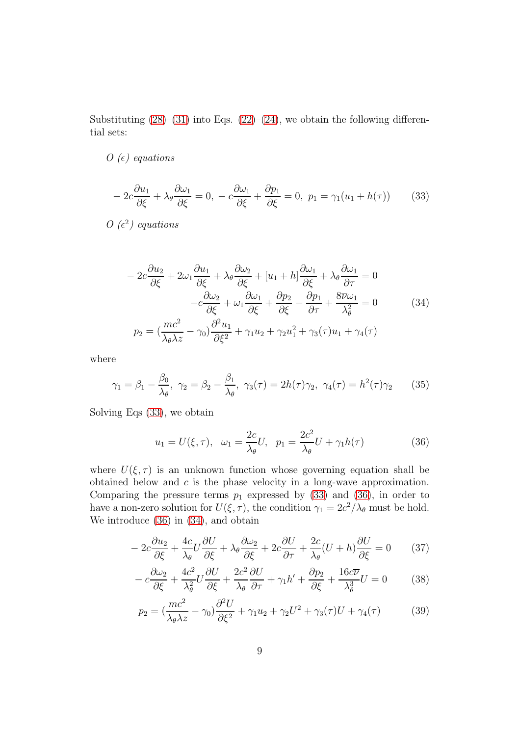Substituting (28)–(31) into Eqs. (22)–(24), we obtain the following differential sets:

*$O$ ($\epsilon$) equations*

$$
-2c\frac{\partial u_1}{\partial \xi} + \lambda_\theta \frac{\partial \omega_1}{\partial \xi} = 0, \; -c\frac{\partial \omega_1}{\partial \xi} + \frac{\partial p_1}{\partial \xi} = 0, \; p_1 = \gamma_1(u_1 + h(\tau)) \tag{33}
$$

*$O$ ($\epsilon^2$) equations*

$$
\begin{aligned}
-2c\frac{\partial u_2}{\partial \xi} + 2\omega_1\frac{\partial u_1}{\partial \xi} + \lambda_\theta\frac{\partial \omega_2}{\partial \xi} + [u_1 + h]\frac{\partial \omega_1}{\partial \xi} + \lambda_\theta \frac{\partial \omega_1}{\partial \tau} = 0 \\
-c\frac{\partial \omega_2}{\partial \xi} + \omega_1\frac{\partial \omega_1}{\partial \xi} + \frac{\partial p_2}{\partial \xi} + \frac{\partial p_1}{\partial \tau} + \frac{8\overline{\nu}\omega_1}{\lambda_\theta^2} = 0 \\
p_2 = (\frac{mc^2}{\lambda_\theta \lambda z} - \gamma_0)\frac{\partial^2 u_1}{\partial \xi^2} + \gamma_1 u_2 + \gamma_2 u_1^2 + \gamma_3(\tau)u_1 + \gamma_4(\tau)
\end{aligned} \tag{34}
$$

where

$$
\gamma_1 = \beta_1 - \frac{\beta_0}{\lambda_\theta}, \; \gamma_2 = \beta_2 - \frac{\beta_1}{\lambda_\theta}, \; \gamma_3(\tau) = 2h(\tau)\gamma_2, \; \gamma_4(\tau) = h^2(\tau)\gamma_2 \tag{35}
$$

Solving Eqs (33), we obtain

$$
u_1 = U(\xi, \tau), \quad \omega_1 = \frac{2c}{\lambda_\theta}U, \quad p_1 = \frac{2c^2}{\lambda_\theta}U + \gamma_1 h(\tau) \tag{36}
$$

where $U(\xi, \tau)$ is an unknown function whose governing equation shall be obtained below and $c$ is the phase velocity in a long-wave approximation. Comparing the pressure terms $p_1$ expressed by (33) and (36), in order to have a non-zero solution for $U(\xi, \tau)$, the condition $\gamma_1 = 2c^2/\lambda_\theta$ must be hold. We introduce (36) in (34), and obtain

$$
-2c\frac{\partial u_2}{\partial \xi} + \frac{4c}{\lambda_\theta}U\frac{\partial U}{\partial \xi} + \lambda_\theta\frac{\partial \omega_2}{\partial \xi} + 2c\frac{\partial U}{\partial \tau} + \frac{2c}{\lambda_\theta}(U + h)\frac{\partial U}{\partial \xi} = 0 \tag{37}
$$

$$
-c\frac{\partial \omega_2}{\partial \xi} + \frac{4c^2}{\lambda_\theta^2}U\frac{\partial U}{\partial \xi} + \frac{2c^2}{\lambda_\theta}\frac{\partial U}{\partial \tau} + \gamma_1 h' + \frac{\partial p_2}{\partial \xi} + \frac{16c\overline{\nu}}{\lambda_\theta^3}U = 0 \tag{38}
$$

$$
p_2 = (\frac{mc^2}{\lambda_\theta \lambda z} - \gamma_0)\frac{\partial^2 U}{\partial \xi^2} + \gamma_1 u_2 + \gamma_2 U^2 + \gamma_3(\tau)U + \gamma_4(\tau) \tag{39}
$$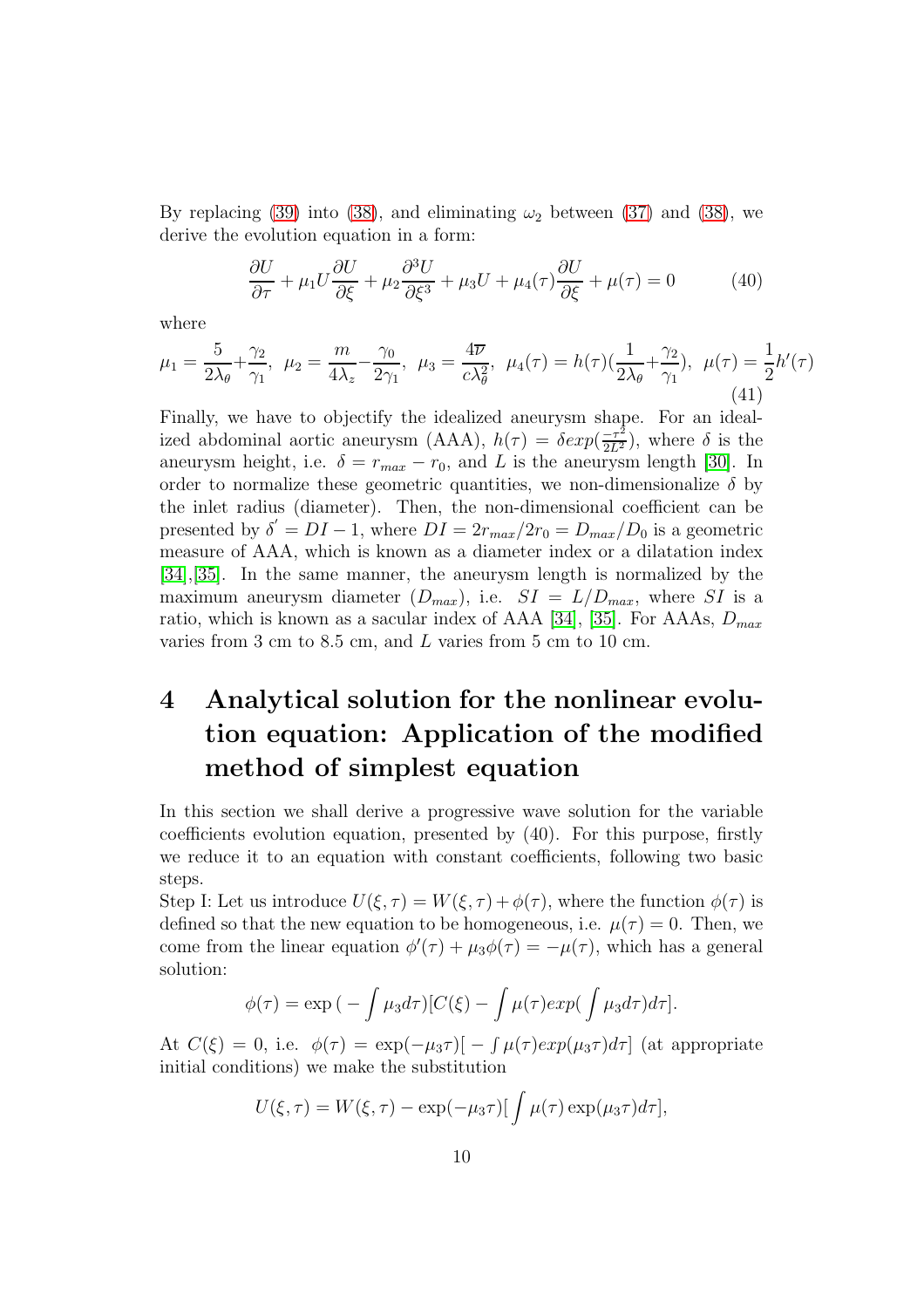By replacing (39) into (38), and eliminating $\omega_2$ between (37) and (38), we derive the evolution equation in a form:

$$\frac{\partial U}{\partial \tau} + \mu_1 U \frac{\partial U}{\partial \xi} + \mu_2 \frac{\partial^3 U}{\partial \xi^3} + \mu_3 U + \mu_4(\tau) \frac{\partial U}{\partial \xi} + \mu(\tau) = 0 \tag{40}$$

where

$$\mu_1 = \frac{5}{2\lambda_\theta} + \frac{\gamma_2}{\gamma_1},\ \ \mu_2 = \frac{m}{4\lambda_z} - \frac{\gamma_0}{2\gamma_1},\ \ \mu_3 = \frac{4\overline{\nu}}{c\lambda_\theta^2},\ \ \mu_4(\tau) = h(\tau)\left(\frac{1}{2\lambda_\theta} + \frac{\gamma_2}{\gamma_1}\right),\ \ \mu(\tau) = \frac{1}{2}h'(\tau) \tag{41}$$

Finally, we have to objectify the idealized aneurysm shape. For an idealized abdominal aortic aneurysm (AAA), $h(\tau) = \delta exp(\frac{-\tau^2}{2L^2})$, where $\delta$ is the aneurysm height, i.e. $\delta = r_{max} - r_0$, and $L$ is the aneurysm length [30]. In order to normalize these geometric quantities, we non-dimensionalize $\delta$ by the inlet radius (diameter). Then, the non-dimensional coefficient can be presented by $\delta' = DI - 1$, where $DI = 2r_{max}/2r_0 = D_{max}/D_0$ is a geometric measure of AAA, which is known as a diameter index or a dilatation index [34],[35]. In the same manner, the aneurysm length is normalized by the maximum aneurysm diameter ($D_{max}$), i.e. $SI = L/D_{max}$, where $SI$ is a ratio, which is known as a sacular index of AAA [34], [35]. For AAAs, $D_{max}$ varies from 3 cm to 8.5 cm, and $L$ varies from 5 cm to 10 cm.

# 4 Analytical solution for the nonlinear evolution equation: Application of the modified method of simplest equation

In this section we shall derive a progressive wave solution for the variable coefficients evolution equation, presented by (40). For this purpose, firstly we reduce it to an equation with constant coefficients, following two basic steps.

Step I: Let us introduce $U(\xi, \tau) = W(\xi, \tau) + \phi(\tau)$, where the function $\phi(\tau)$ is defined so that the new equation to be homogeneous, i.e. $\mu(\tau) = 0$. Then, we come from the linear equation $\phi'(\tau) + \mu_3\phi(\tau) = -\mu(\tau)$, which has a general solution:

$$\phi(\tau) = \exp\left(-\int \mu_3 d\tau\right)\left[C(\xi) - \int \mu(\tau) exp\left(\int \mu_3 d\tau\right) d\tau\right].$$

At $C(\xi) = 0$, i.e. $\phi(\tau) = \exp(-\mu_3\tau)[-\int \mu(\tau) exp(\mu_3\tau) d\tau]$ (at appropriate initial conditions) we make the substitution

$$U(\xi, \tau) = W(\xi, \tau) - \exp(-\mu_3\tau)\left[\int \mu(\tau) \exp(\mu_3\tau) d\tau\right],$$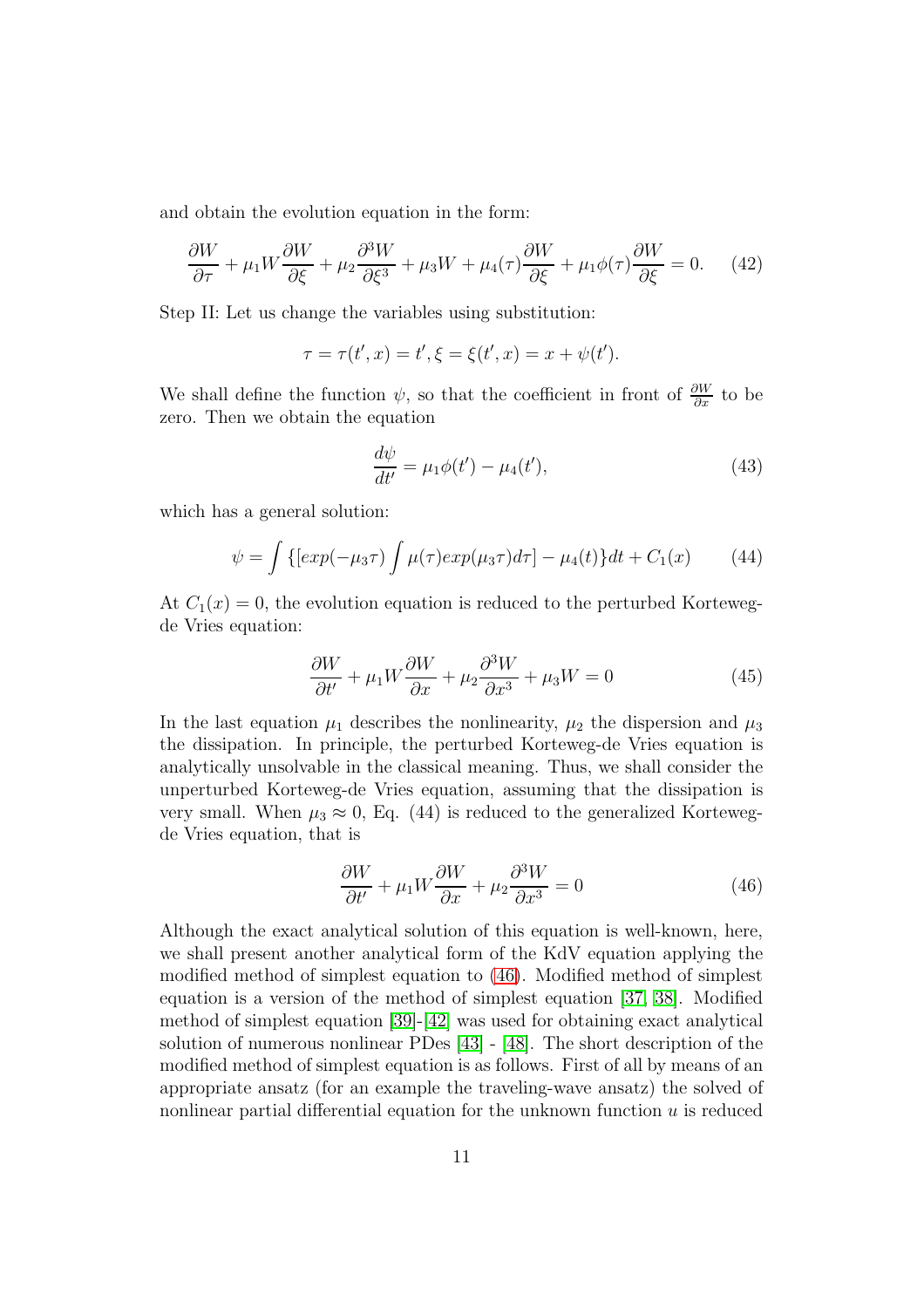and obtain the evolution equation in the form:

$$\frac{\partial W}{\partial \tau} + \mu_1 W \frac{\partial W}{\partial \xi} + \mu_2 \frac{\partial^3 W}{\partial \xi^3} + \mu_3 W + \mu_4(\tau)\frac{\partial W}{\partial \xi} + \mu_1 \phi(\tau)\frac{\partial W}{\partial \xi} = 0. \tag{42}$$

Step II: Let us change the variables using substitution:

$$\tau = \tau(t', x) = t', \xi = \xi(t', x) = x + \psi(t').$$

We shall define the function $\psi$, so that the coefficient in front of $\frac{\partial W}{\partial x}$ to be zero. Then we obtain the equation

$$\frac{d\psi}{dt'} = \mu_1 \phi(t') - \mu_4(t'), \tag{43}$$

which has a general solution:

$$\psi = \int \{[exp(-\mu_3 \tau) \int \mu(\tau) exp(\mu_3 \tau) d\tau] - \mu_4(t)\} dt + C_1(x) \tag{44}$$

At $C_1(x) = 0$, the evolution equation is reduced to the perturbed Korteweg-de Vries equation:

$$\frac{\partial W}{\partial t'} + \mu_1 W \frac{\partial W}{\partial x} + \mu_2 \frac{\partial^3 W}{\partial x^3} + \mu_3 W = 0 \tag{45}$$

In the last equation $\mu_1$ describes the nonlinearity, $\mu_2$ the dispersion and $\mu_3$ the dissipation. In principle, the perturbed Korteweg-de Vries equation is analytically unsolvable in the classical meaning. Thus, we shall consider the unperturbed Korteweg-de Vries equation, assuming that the dissipation is very small. When $\mu_3 \approx 0$, Eq. (44) is reduced to the generalized Korteweg-de Vries equation, that is

$$\frac{\partial W}{\partial t'} + \mu_1 W \frac{\partial W}{\partial x} + \mu_2 \frac{\partial^3 W}{\partial x^3} = 0 \tag{46}$$

Although the exact analytical solution of this equation is well-known, here, we shall present another analytical form of the KdV equation applying the modified method of simplest equation to (46). Modified method of simplest equation is a version of the method of simplest equation [37, 38]. Modified method of simplest equation [39]-[42] was used for obtaining exact analytical solution of numerous nonlinear PDes [43] - [48]. The short description of the modified method of simplest equation is as follows. First of all by means of an appropriate ansatz (for an example the traveling-wave ansatz) the solved of nonlinear partial differential equation for the unknown function $u$ is reduced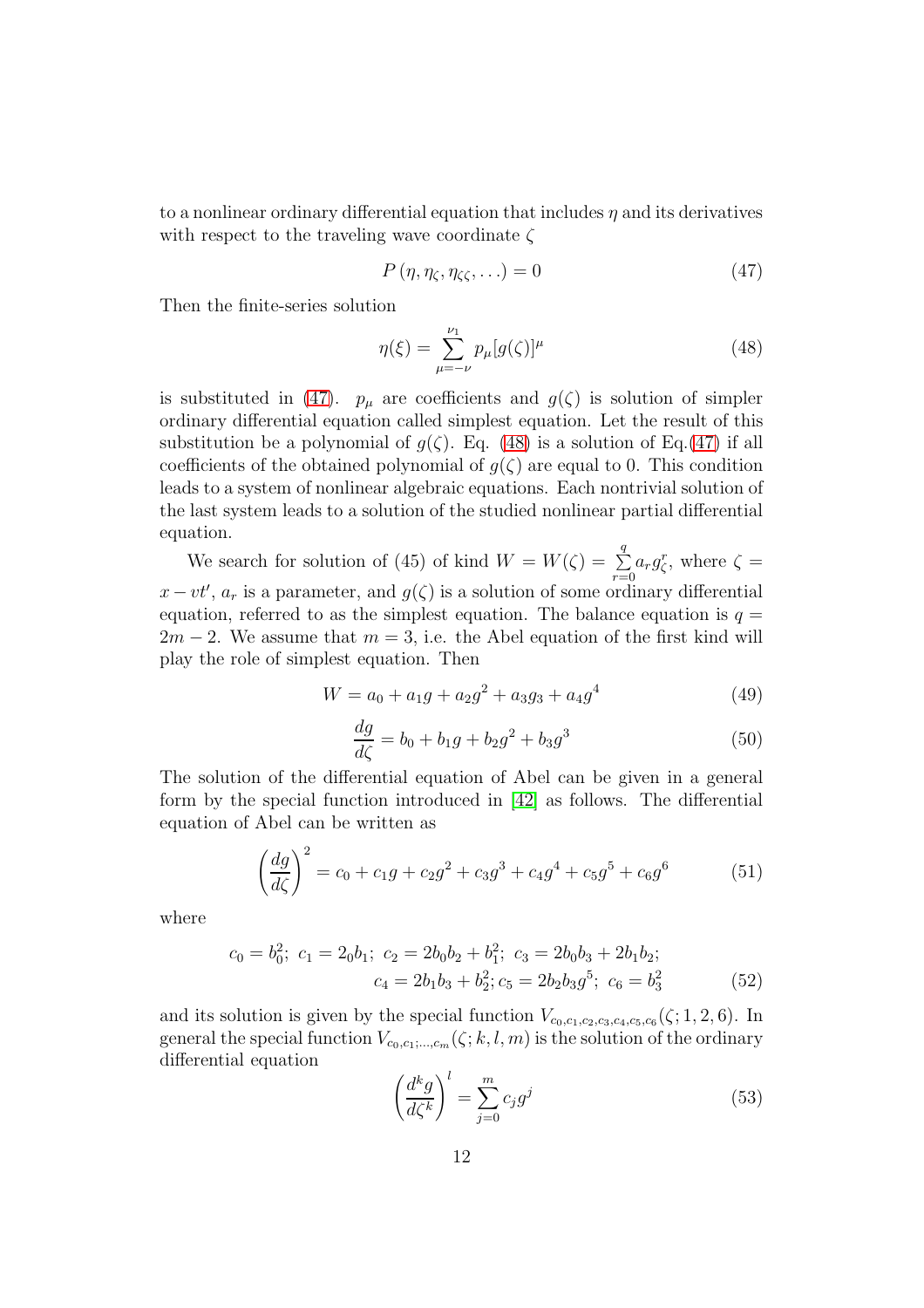to a nonlinear ordinary differential equation that includes $\eta$ and its derivatives with respect to the traveling wave coordinate $\zeta$

$$P\left(\eta, \eta_\zeta, \eta_{\zeta\zeta}, \ldots\right) = 0 \tag{47}$$

Then the finite-series solution

$$\eta(\xi) = \sum_{\mu=-\nu}^{\nu_1} p_\mu [g(\zeta)]^\mu \tag{48}$$

is substituted in (47). $p_\mu$ are coefficients and $g(\zeta)$ is solution of simpler ordinary differential equation called simplest equation. Let the result of this substitution be a polynomial of $g(\zeta)$. Eq. (48) is a solution of Eq.(47) if all coefficients of the obtained polynomial of $g(\zeta)$ are equal to 0. This condition leads to a system of nonlinear algebraic equations. Each nontrivial solution of the last system leads to a solution of the studied nonlinear partial differential equation.

We search for solution of (45) of kind $W = W(\zeta) = \sum\limits_{r=0}^{q} a_r g_\zeta^r$, where $\zeta = x - vt'$, $a_r$ is a parameter, and $g(\zeta)$ is a solution of some ordinary differential equation, referred to as the simplest equation. The balance equation is $q = 2m - 2$. We assume that $m = 3$, i.e. the Abel equation of the first kind will play the role of simplest equation. Then

$$W = a_0 + a_1 g + a_2 g^2 + a_3 g_3 + a_4 g^4 \tag{49}$$

$$\frac{dg}{d\zeta} = b_0 + b_1 g + b_2 g^2 + b_3 g^3 \tag{50}$$

The solution of the differential equation of Abel can be given in a general form by the special function introduced in [42] as follows. The differential equation of Abel can be written as

$$\left(\frac{dg}{d\zeta}\right)^2 = c_0 + c_1 g + c_2 g^2 + c_3 g^3 + c_4 g^4 + c_5 g^5 + c_6 g^6 \tag{51}$$

where

$$c_0 = b_0^2;\ c_1 = 2_0 b_1;\ c_2 = 2b_0 b_2 + b_1^2;\ c_3 = 2b_0 b_3 + 2b_1 b_2;$$
$$c_4 = 2b_1 b_3 + b_2^2; c_5 = 2b_2 b_3 g^5;\ c_6 = b_3^2 \tag{52}$$

and its solution is given by the special function $V_{c_0,c_1,c_2,c_3,c_4,c_5,c_6}(\zeta; 1, 2, 6)$. In general the special function $V_{c_0,c_1;\ldots,c_m}(\zeta; k, l, m)$ is the solution of the ordinary differential equation

$$\left(\frac{d^k g}{d\zeta^k}\right)^l = \sum_{j=0}^{m} c_j g^j \tag{53}$$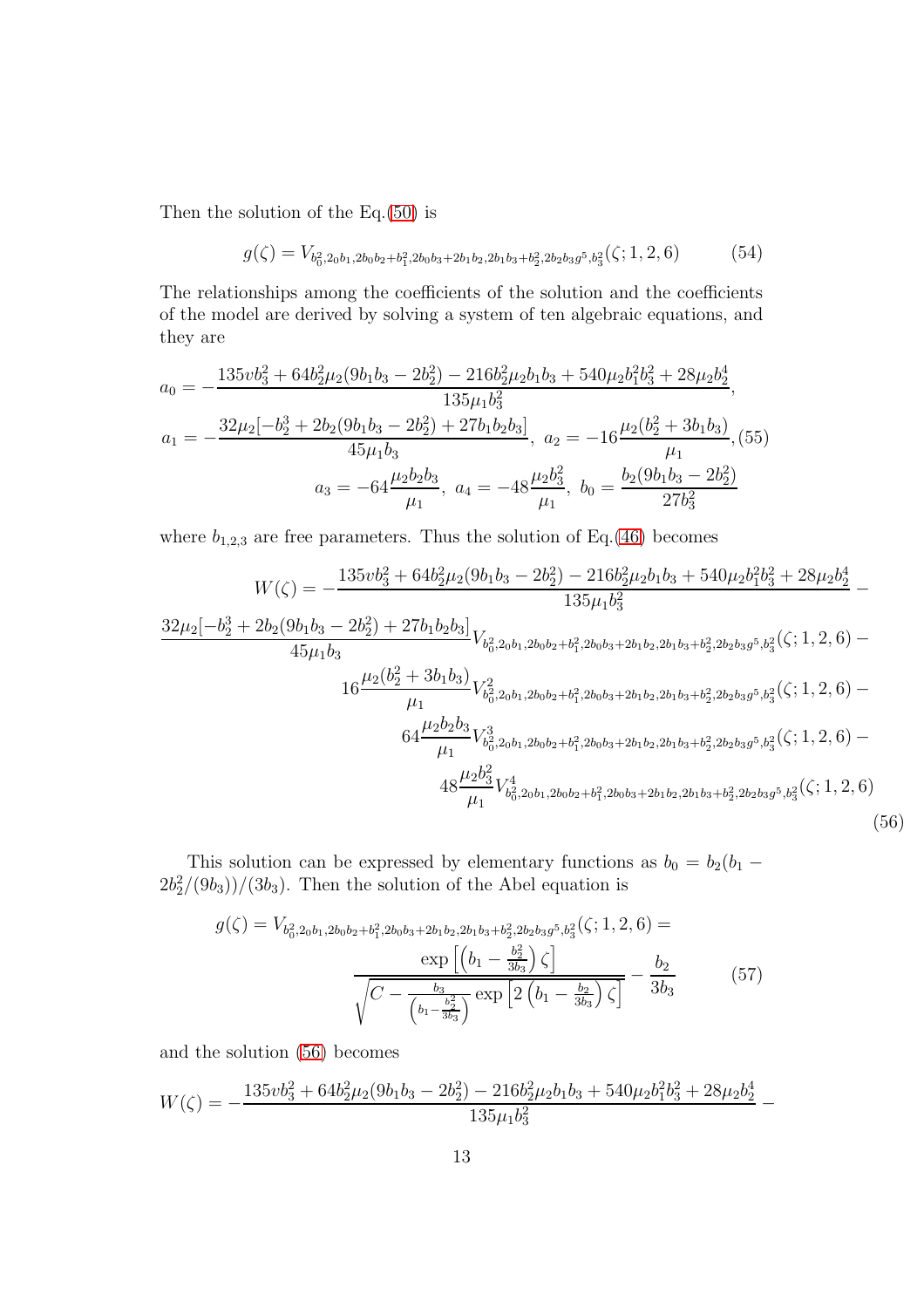Then the solution of the Eq.(50) is

$$g(\zeta) = V_{b_0^2, 2_0 b_1, 2b_0 b_2 + b_1^2, 2b_0 b_3 + 2b_1 b_2, 2b_1 b_3 + b_2^2, 2b_2 b_3 g^5, b_3^2}(\zeta; 1, 2, 6) \tag{54}$$

The relationships among the coefficients of the solution and the coefficients of the model are derived by solving a system of ten algebraic equations, and they are

$$a_0 = -\frac{135 v b_3^2 + 64 b_2^2 \mu_2 (9 b_1 b_3 - 2 b_2^2) - 216 b_2^2 \mu_2 b_1 b_3 + 540 \mu_2 b_1^2 b_3^2 + 28 \mu_2 b_2^4}{135 \mu_1 b_3^2},$$
$$a_1 = -\frac{32 \mu_2 [-b_2^3 + 2 b_2 (9 b_1 b_3 - 2 b_2^2) + 27 b_1 b_2 b_3]}{45 \mu_1 b_3}, \; a_2 = -16 \frac{\mu_2 (b_2^2 + 3 b_1 b_3)}{\mu_1}, \tag{55}$$
$$a_3 = -64 \frac{\mu_2 b_2 b_3}{\mu_1}, \; a_4 = -48 \frac{\mu_2 b_3^2}{\mu_1}, \; b_0 = \frac{b_2 (9 b_1 b_3 - 2 b_2^2)}{27 b_3^2}$$

where $b_{1,2,3}$ are free parameters. Thus the solution of Eq.(46) becomes

$$\begin{aligned}
W(\zeta) = &-\frac{135 v b_3^2 + 64 b_2^2 \mu_2 (9 b_1 b_3 - 2 b_2^2) - 216 b_2^2 \mu_2 b_1 b_3 + 540 \mu_2 b_1^2 b_3^2 + 28 \mu_2 b_2^4}{135 \mu_1 b_3^2} - \\
&\frac{32 \mu_2 [-b_2^3 + 2 b_2 (9 b_1 b_3 - 2 b_2^2) + 27 b_1 b_2 b_3]}{45 \mu_1 b_3} V_{b_0^2, 2_0 b_1, 2b_0 b_2 + b_1^2, 2b_0 b_3 + 2b_1 b_2, 2b_1 b_3 + b_2^2, 2b_2 b_3 g^5, b_3^2}(\zeta; 1, 2, 6) - \\
&16 \frac{\mu_2 (b_2^2 + 3 b_1 b_3)}{\mu_1} V^2_{b_0^2, 2_0 b_1, 2b_0 b_2 + b_1^2, 2b_0 b_3 + 2b_1 b_2, 2b_1 b_3 + b_2^2, 2b_2 b_3 g^5, b_3^2}(\zeta; 1, 2, 6) - \\
&64 \frac{\mu_2 b_2 b_3}{\mu_1} V^3_{b_0^2, 2_0 b_1, 2b_0 b_2 + b_1^2, 2b_0 b_3 + 2b_1 b_2, 2b_1 b_3 + b_2^2, 2b_2 b_3 g^5, b_3^2}(\zeta; 1, 2, 6) - \\
&48 \frac{\mu_2 b_3^2}{\mu_1} V^4_{b_0^2, 2_0 b_1, 2b_0 b_2 + b_1^2, 2b_0 b_3 + 2b_1 b_2, 2b_1 b_3 + b_2^2, 2b_2 b_3 g^5, b_3^2}(\zeta; 1, 2, 6)
\end{aligned} \tag{56}$$

This solution can be expressed by elementary functions as $b_0 = b_2(b_1 - 2b_2^2/(9b_3))/(3b_3)$. Then the solution of the Abel equation is

$$g(\zeta) = V_{b_0^2, 2_0 b_1, 2b_0 b_2 + b_1^2, 2b_0 b_3 + 2b_1 b_2, 2b_1 b_3 + b_2^2, 2b_2 b_3 g^5, b_3^2}(\zeta; 1, 2, 6) = \frac{\exp\left[\left(b_1 - \frac{b_2^2}{3b_3}\right)\zeta\right]}{\sqrt{C - \frac{b_3}{\left(b_1 - \frac{b_2^2}{3b_3}\right)} \exp\left[2\left(b_1 - \frac{b_2}{3b_3}\right)\zeta\right]}} - \frac{b_2}{3b_3} \tag{57}$$

and the solution (56) becomes

$$W(\zeta) = -\frac{135 v b_3^2 + 64 b_2^2 \mu_2 (9 b_1 b_3 - 2 b_2^2) - 216 b_2^2 \mu_2 b_1 b_3 + 540 \mu_2 b_1^2 b_3^2 + 28 \mu_2 b_2^4}{135 \mu_1 b_3^2} -$$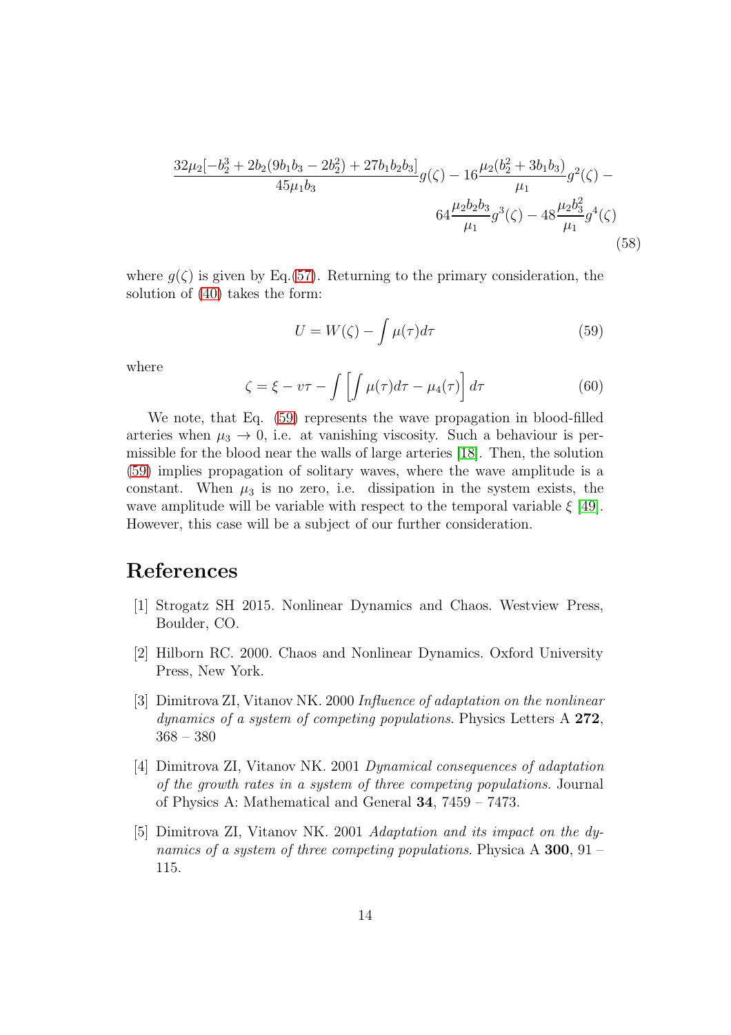$$\frac{32\mu_2[-b_2^3 + 2b_2(9b_1b_3 - 2b_2^2) + 27b_1b_2b_3]}{45\mu_1 b_3} g(\zeta) - 16\frac{\mu_2(b_2^2 + 3b_1b_3)}{\mu_1} g^2(\zeta) - 64\frac{\mu_2 b_2 b_3}{\mu_1} g^3(\zeta) - 48\frac{\mu_2 b_3^2}{\mu_1} g^4(\zeta) \tag{58}$$

where $g(\zeta)$ is given by Eq.(57). Returning to the primary consideration, the solution of (40) takes the form:

$$U = W(\zeta) - \int \mu(\tau) d\tau \tag{59}$$

where

$$\zeta = \xi - v\tau - \int \left[ \int \mu(\tau) d\tau - \mu_4(\tau) \right] d\tau \tag{60}$$

We note, that Eq. (59) represents the wave propagation in blood-filled arteries when $\mu_3 \to 0$, i.e. at vanishing viscosity. Such a behaviour is permissible for the blood near the walls of large arteries [18]. Then, the solution (59) implies propagation of solitary waves, where the wave amplitude is a constant. When $\mu_3$ is no zero, i.e. dissipation in the system exists, the wave amplitude will be variable with respect to the temporal variable $\xi$ [49]. However, this case will be a subject of our further consideration.

# References

[1] Strogatz SH 2015. Nonlinear Dynamics and Chaos. Westview Press, Boulder, CO.

[2] Hilborn RC. 2000. Chaos and Nonlinear Dynamics. Oxford University Press, New York.

[3] Dimitrova ZI, Vitanov NK. 2000 *Influence of adaptation on the nonlinear dynamics of a system of competing populations*. Physics Letters A **272**, 368 – 380

[4] Dimitrova ZI, Vitanov NK. 2001 *Dynamical consequences of adaptation of the growth rates in a system of three competing populations*. Journal of Physics A: Mathematical and General **34**, 7459 – 7473.

[5] Dimitrova ZI, Vitanov NK. 2001 *Adaptation and its impact on the dynamics of a system of three competing populations*. Physica A **300**, 91 – 115.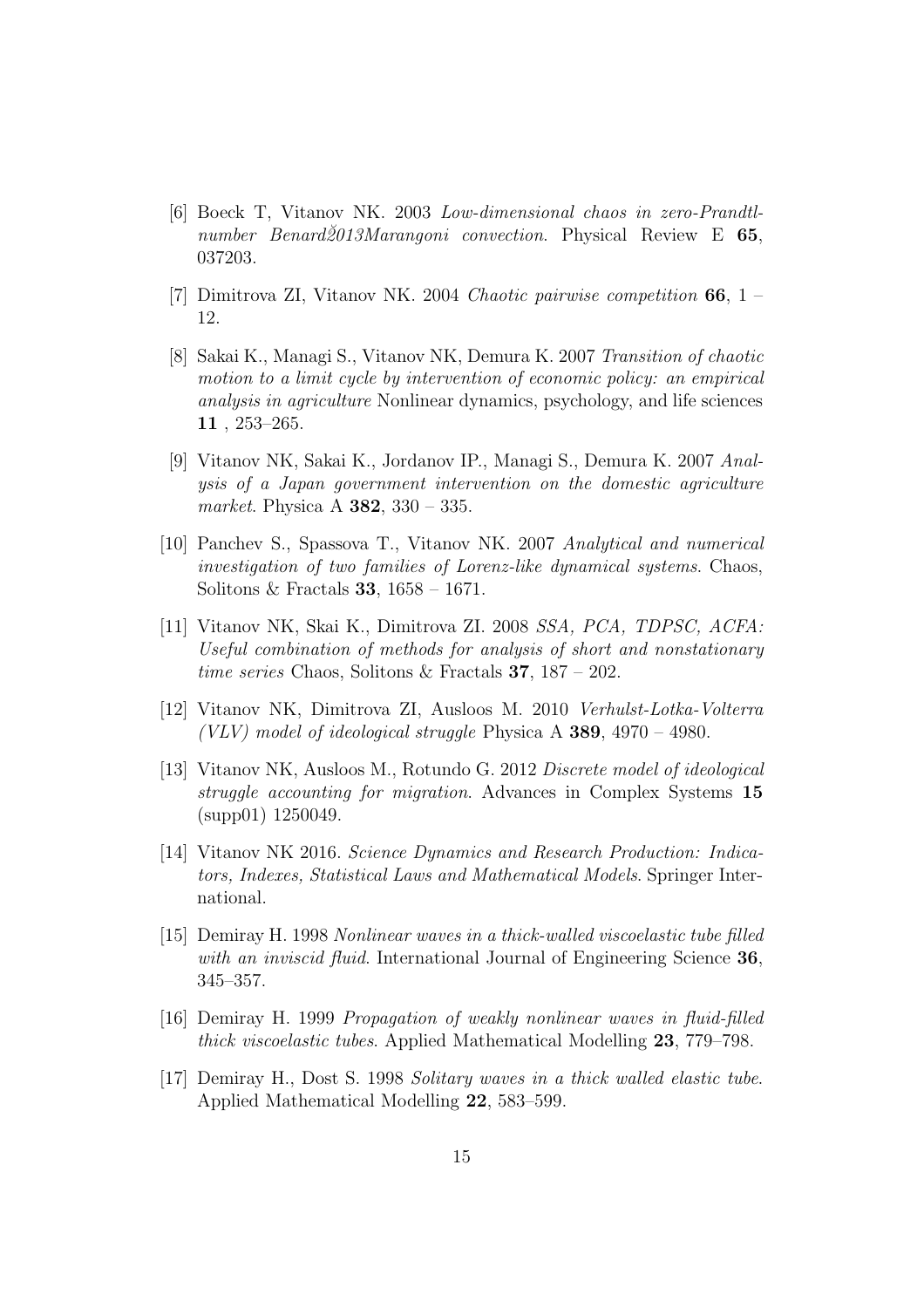[6] Boeck T, Vitanov NK. 2003 *Low-dimensional chaos in zero-Prandtl-number Benard2013Marangoni convection.* Physical Review E **65**, 037203.

[7] Dimitrova ZI, Vitanov NK. 2004 *Chaotic pairwise competition* **66**, 1 – 12.

[8] Sakai K., Managi S., Vitanov NK, Demura K. 2007 *Transition of chaotic motion to a limit cycle by intervention of economic policy: an empirical analysis in agriculture* Nonlinear dynamics, psychology, and life sciences **11** , 253–265.

[9] Vitanov NK, Sakai K., Jordanov IP., Managi S., Demura K. 2007 *Analysis of a Japan government intervention on the domestic agriculture market*. Physica A **382**, 330 – 335.

[10] Panchev S., Spassova T., Vitanov NK. 2007 *Analytical and numerical investigation of two families of Lorenz-like dynamical systems*. Chaos, Solitons & Fractals **33**, 1658 – 1671.

[11] Vitanov NK, Skai K., Dimitrova ZI. 2008 *SSA, PCA, TDPSC, ACFA: Useful combination of methods for analysis of short and nonstationary time series* Chaos, Solitons & Fractals **37**, 187 – 202.

[12] Vitanov NK, Dimitrova ZI, Ausloos M. 2010 *Verhulst-Lotka-Volterra (VLV) model of ideological struggle* Physica A **389**, 4970 – 4980.

[13] Vitanov NK, Ausloos M., Rotundo G. 2012 *Discrete model of ideological struggle accounting for migration*. Advances in Complex Systems **15** (supp01) 1250049.

[14] Vitanov NK 2016. *Science Dynamics and Research Production: Indicators, Indexes, Statistical Laws and Mathematical Models*. Springer International.

[15] Demiray H. 1998 *Nonlinear waves in a thick-walled viscoelastic tube filled with an inviscid fluid*. International Journal of Engineering Science **36**, 345–357.

[16] Demiray H. 1999 *Propagation of weakly nonlinear waves in fluid-filled thick viscoelastic tubes*. Applied Mathematical Modelling **23**, 779–798.

[17] Demiray H., Dost S. 1998 *Solitary waves in a thick walled elastic tube*. Applied Mathematical Modelling **22**, 583–599.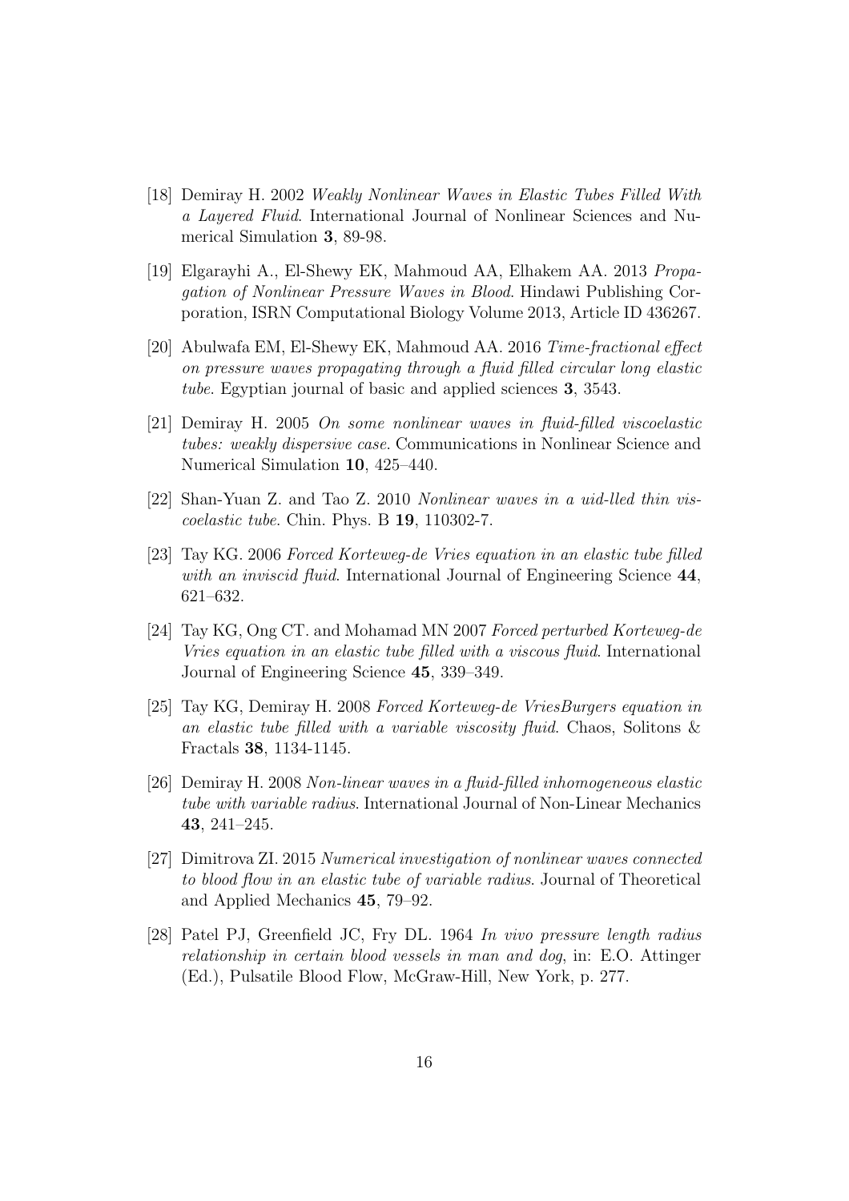[18] Demiray H. 2002 *Weakly Nonlinear Waves in Elastic Tubes Filled With a Layered Fluid*. International Journal of Nonlinear Sciences and Numerical Simulation **3**, 89-98.

[19] Elgarayhi A., El-Shewy EK, Mahmoud AA, Elhakem AA. 2013 *Propagation of Nonlinear Pressure Waves in Blood*. Hindawi Publishing Corporation, ISRN Computational Biology Volume 2013, Article ID 436267.

[20] Abulwafa EM, El-Shewy EK, Mahmoud AA. 2016 *Time-fractional effect on pressure waves propagating through a fluid filled circular long elastic tube*. Egyptian journal of basic and applied sciences **3**, 3543.

[21] Demiray H. 2005 *On some nonlinear waves in fluid-filled viscoelastic tubes: weakly dispersive case*. Communications in Nonlinear Science and Numerical Simulation **10**, 425–440.

[22] Shan-Yuan Z. and Tao Z. 2010 *Nonlinear waves in a uid-lled thin viscoelastic tube*. Chin. Phys. B **19**, 110302-7.

[23] Tay KG. 2006 *Forced Korteweg-de Vries equation in an elastic tube filled with an inviscid fluid*. International Journal of Engineering Science **44**, 621–632.

[24] Tay KG, Ong CT. and Mohamad MN 2007 *Forced perturbed Korteweg-de Vries equation in an elastic tube filled with a viscous fluid*. International Journal of Engineering Science **45**, 339–349.

[25] Tay KG, Demiray H. 2008 *Forced Korteweg-de VriesBurgers equation in an elastic tube filled with a variable viscosity fluid*. Chaos, Solitons & Fractals **38**, 1134-1145.

[26] Demiray H. 2008 *Non-linear waves in a fluid-filled inhomogeneous elastic tube with variable radius*. International Journal of Non-Linear Mechanics **43**, 241–245.

[27] Dimitrova ZI. 2015 *Numerical investigation of nonlinear waves connected to blood flow in an elastic tube of variable radius*. Journal of Theoretical and Applied Mechanics **45**, 79–92.

[28] Patel PJ, Greenfield JC, Fry DL. 1964 *In vivo pressure length radius relationship in certain blood vessels in man and dog*, in: E.O. Attinger (Ed.), Pulsatile Blood Flow, McGraw-Hill, New York, p. 277.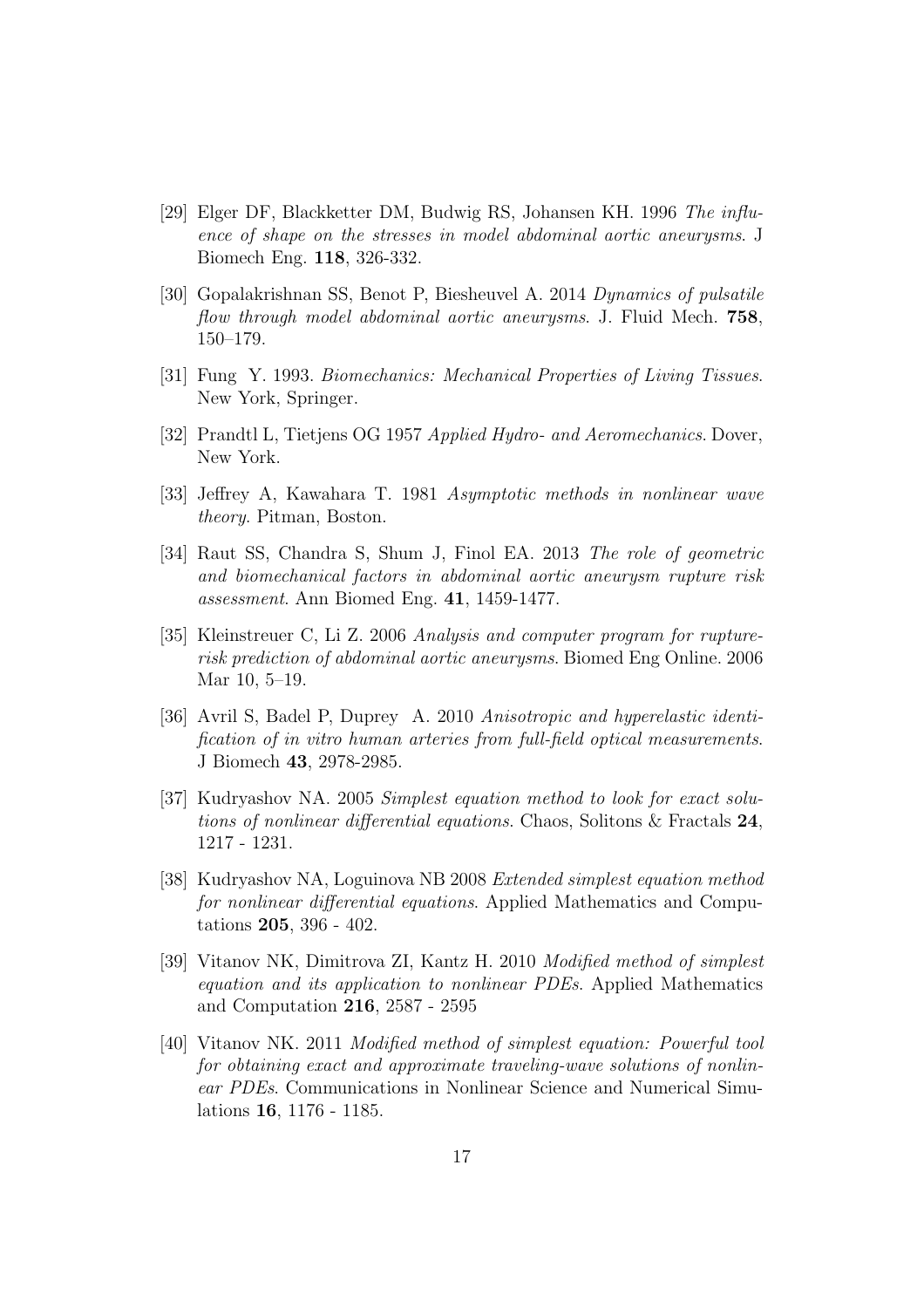[29] Elger DF, Blackketter DM, Budwig RS, Johansen KH. 1996 *The influence of shape on the stresses in model abdominal aortic aneurysms*. J Biomech Eng. **118**, 326-332.

[30] Gopalakrishnan SS, Benot P, Biesheuvel A. 2014 *Dynamics of pulsatile flow through model abdominal aortic aneurysms*. J. Fluid Mech. **758**, 150–179.

[31] Fung Y. 1993. *Biomechanics: Mechanical Properties of Living Tissues*. New York, Springer.

[32] Prandtl L, Tietjens OG 1957 *Applied Hydro- and Aeromechanics*. Dover, New York.

[33] Jeffrey A, Kawahara T. 1981 *Asymptotic methods in nonlinear wave theory*. Pitman, Boston.

[34] Raut SS, Chandra S, Shum J, Finol EA. 2013 *The role of geometric and biomechanical factors in abdominal aortic aneurysm rupture risk assessment*. Ann Biomed Eng. **41**, 1459-1477.

[35] Kleinstreuer C, Li Z. 2006 *Analysis and computer program for rupture-risk prediction of abdominal aortic aneurysms*. Biomed Eng Online. 2006 Mar 10, 5–19.

[36] Avril S, Badel P, Duprey A. 2010 *Anisotropic and hyperelastic identification of in vitro human arteries from full-field optical measurements*. J Biomech **43**, 2978-2985.

[37] Kudryashov NA. 2005 *Simplest equation method to look for exact solutions of nonlinear differential equations*. Chaos, Solitons & Fractals **24**, 1217 - 1231.

[38] Kudryashov NA, Loguinova NB 2008 *Extended simplest equation method for nonlinear differential equations*. Applied Mathematics and Computations **205**, 396 - 402.

[39] Vitanov NK, Dimitrova ZI, Kantz H. 2010 *Modified method of simplest equation and its application to nonlinear PDEs*. Applied Mathematics and Computation **216**, 2587 - 2595

[40] Vitanov NK. 2011 *Modified method of simplest equation: Powerful tool for obtaining exact and approximate traveling-wave solutions of nonlinear PDEs*. Communications in Nonlinear Science and Numerical Simulations **16**, 1176 - 1185.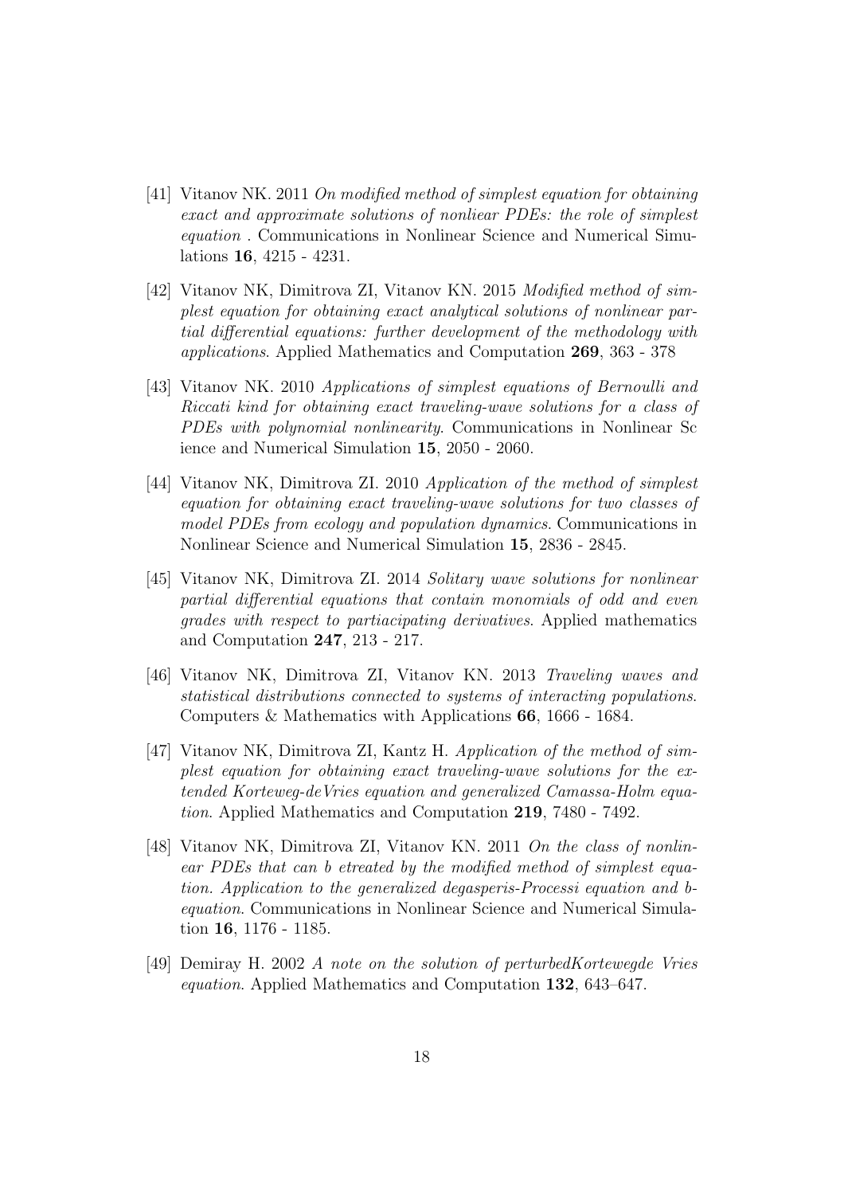[41] Vitanov NK. 2011 *On modified method of simplest equation for obtaining exact and approximate solutions of nonliear PDEs: the role of simplest equation* . Communications in Nonlinear Science and Numerical Simulations **16**, 4215 - 4231.

[42] Vitanov NK, Dimitrova ZI, Vitanov KN. 2015 *Modified method of simplest equation for obtaining exact analytical solutions of nonlinear partial differential equations: further development of the methodology with applications*. Applied Mathematics and Computation **269**, 363 - 378

[43] Vitanov NK. 2010 *Applications of simplest equations of Bernoulli and Riccati kind for obtaining exact traveling-wave solutions for a class of PDEs with polynomial nonlinearity*. Communications in Nonlinear Sc ience and Numerical Simulation **15**, 2050 - 2060.

[44] Vitanov NK, Dimitrova ZI. 2010 *Application of the method of simplest equation for obtaining exact traveling-wave solutions for two classes of model PDEs from ecology and population dynamics*. Communications in Nonlinear Science and Numerical Simulation **15**, 2836 - 2845.

[45] Vitanov NK, Dimitrova ZI. 2014 *Solitary wave solutions for nonlinear partial differential equations that contain monomials of odd and even grades with respect to partiacipating derivatives*. Applied mathematics and Computation **247**, 213 - 217.

[46] Vitanov NK, Dimitrova ZI, Vitanov KN. 2013 *Traveling waves and statistical distributions connected to systems of interacting populations*. Computers & Mathematics with Applications **66**, 1666 - 1684.

[47] Vitanov NK, Dimitrova ZI, Kantz H. *Application of the method of simplest equation for obtaining exact traveling-wave solutions for the extended Korteweg-deVries equation and generalized Camassa-Holm equation*. Applied Mathematics and Computation **219**, 7480 - 7492.

[48] Vitanov NK, Dimitrova ZI, Vitanov KN. 2011 *On the class of nonlinear PDEs that can b etreated by the modified method of simplest equation. Application to the generalized degasperis-Processi equation and b-equation*. Communications in Nonlinear Science and Numerical Simulation **16**, 1176 - 1185.

[49] Demiray H. 2002 *A note on the solution of perturbedKortewegde Vries equation*. Applied Mathematics and Computation **132**, 643–647.